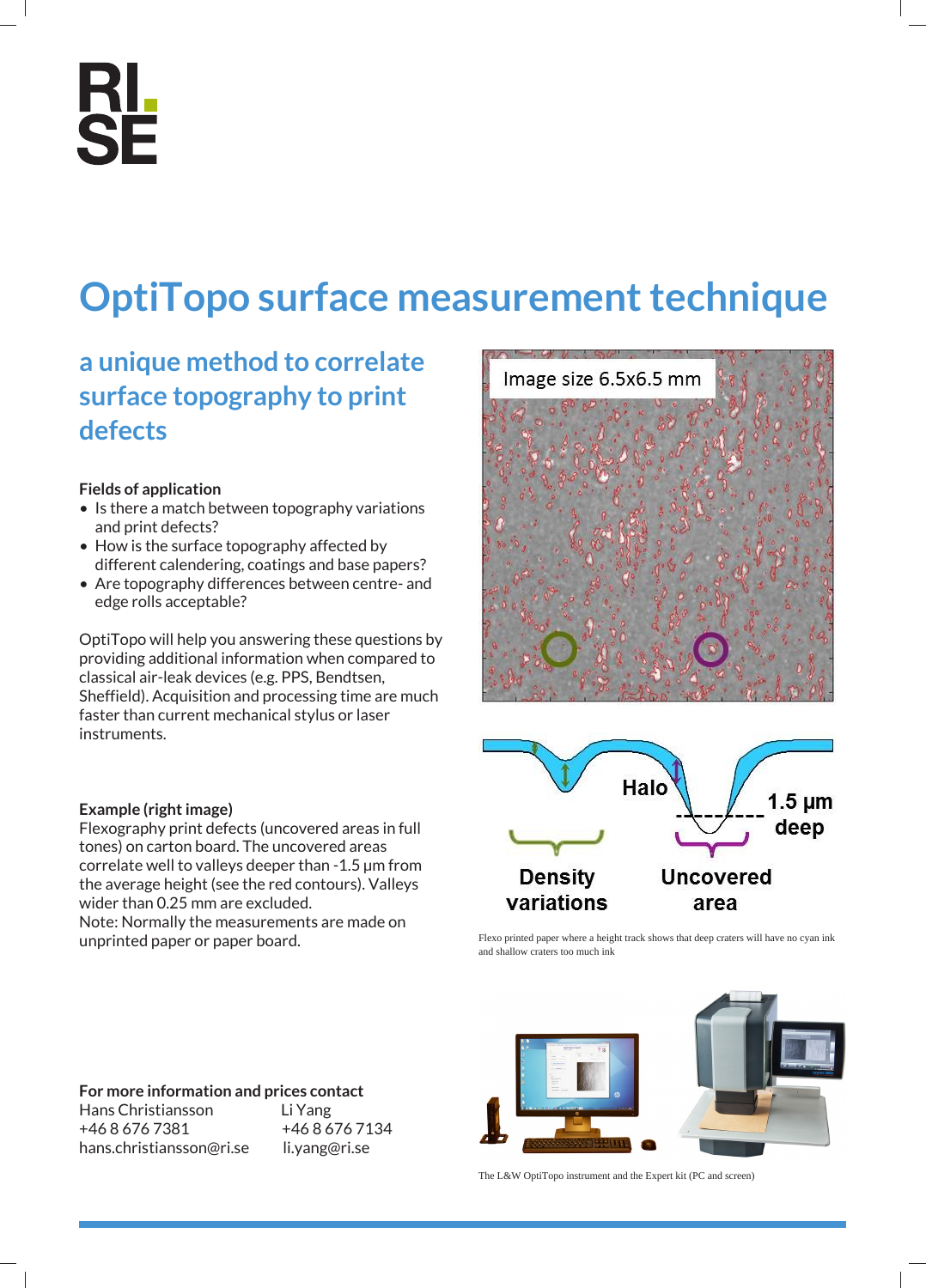# OptiTopo surface measurement technique

## a unique method to correlate surface topography to print defects

**Fields of application**

- Is there a match between topography variations and print defects?
- How is the surface topography affected by different calendering, coatings and base papers?
- Are topography differences between centre- and edge rolls acceptable?

OptiTopo will help you answering these questions by providing additional information when compared to classical air-leak devices (e.g. PPS, Bendtsen, Sheffield). Acquisition and processing time are much faster than current mechanical stylus or laser instruments.

**Example (right image)**

Flexography print defects (uncovered areas in full tones) on carton board. The uncovered areas correlate well to valleys deeper than -1.5 µm from the average height (see the red contours). Valleys wider than 0.25 mm are excluded.

Note: Normally the measurements are made on unprinted paper or paper board.

Image size 6.5x6.5 mm

Halo

1.5 µm deep

Density variations

Uncovered area

Flexo printed paper where a height track shows that deep craters will have no cyan ink and shallow craters too much ink

**For more information and prices contact**

Hans Christiansson
+46 8 676 7381
hans.christiansson@ri.se

Li Yang
+46 8 676 7134
li.yang@ri.se

The L&W OptiTopo instrument and the Expert kit (PC and screen)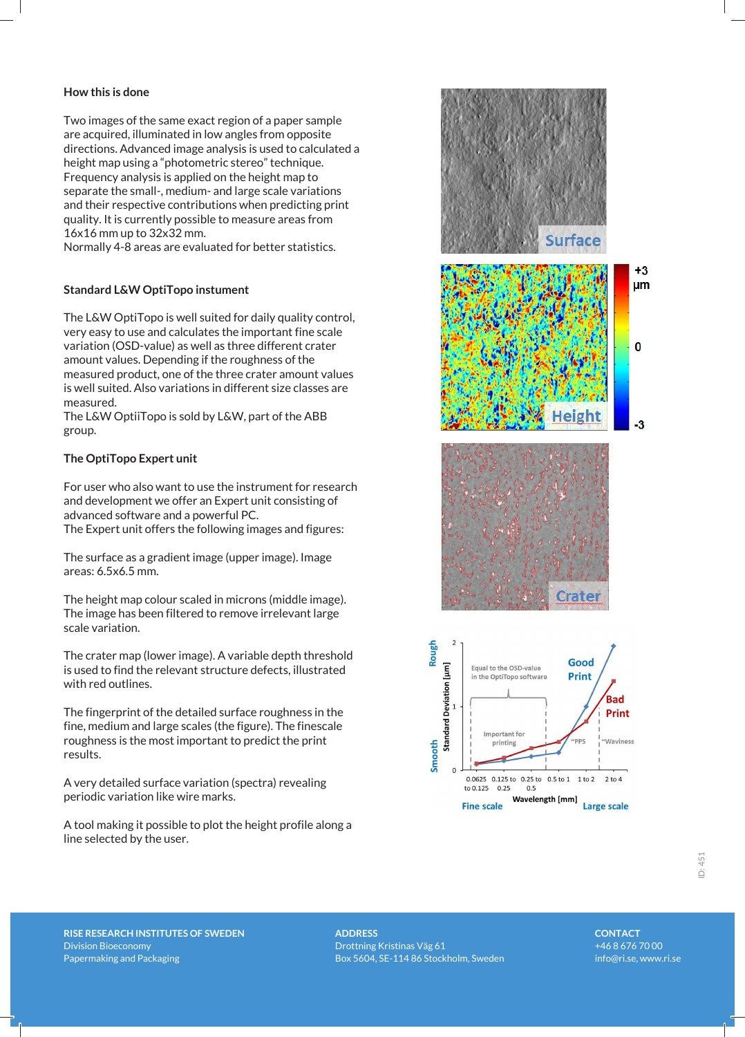### How this is done

Two images of the same exact region of a paper sample are acquired, illuminated in low angles from opposite directions. Advanced image analysis is used to calculated a height map using a "photometric stereo" technique. Frequency analysis is applied on the height map to separate the small-, medium- and large scale variations and their respective contributions when predicting print quality. It is currently possible to measure areas from 16x16 mm up to 32x32 mm.
Normally 4-8 areas are evaluated for better statistics.

### Standard L&W OptiTopo instument

The L&W OptiTopo is well suited for daily quality control, very easy to use and calculates the important fine scale variation (OSD-value) as well as three different crater amount values. Depending if the roughness of the measured product, one of the three crater amount values is well suited. Also variations in different size classes are measured.
The L&W OptiiTopo is sold by L&W, part of the ABB group.

### The OptiTopo Expert unit

For user who also want to use the instrument for research and development we offer an Expert unit consisting of advanced software and a powerful PC.
The Expert unit offers the following images and figures:

The surface as a gradient image (upper image). Image areas: 6.5x6.5 mm.

The height map colour scaled in microns (middle image). The image has been filtered to remove irrelevant large scale variation.

The crater map (lower image). A variable depth threshold is used to find the relevant structure defects, illustrated with red outlines.

The fingerprint of the detailed surface roughness in the fine, medium and large scales (the figure). The finescale roughness is the most important to predict the print results.

A very detailed surface variation (spectra) revealing periodic variation like wire marks.

A tool making it possible to plot the height profile along a line selected by the user.

Surface

+3 µm
0
-3

Height

Crater

Rough
Smooth
Standard Deviation [µm]
2
1
0
Equal to the OSD-value in the OptiTopo software
Important for printing
~PPS
~Waviness
Good Print
Bad Print
0.0625 to 0.125
0.125 to 0.25
0.25 to 0.5
0.5 to 1
1 to 2
2 to 4
Wavelength [mm]
Fine scale
Large scale

**RISE RESEARCH INSTITUTES OF SWEDEN**
Division Bioeconomy
Papermaking and Packaging

**ADDRESS**
Drottning Kristinas Väg 61
Box 5604, SE-114 86 Stockholm, Sweden

**CONTACT**
+46 8 676 70 00
info@ri.se, www.ri.se

ID: 451